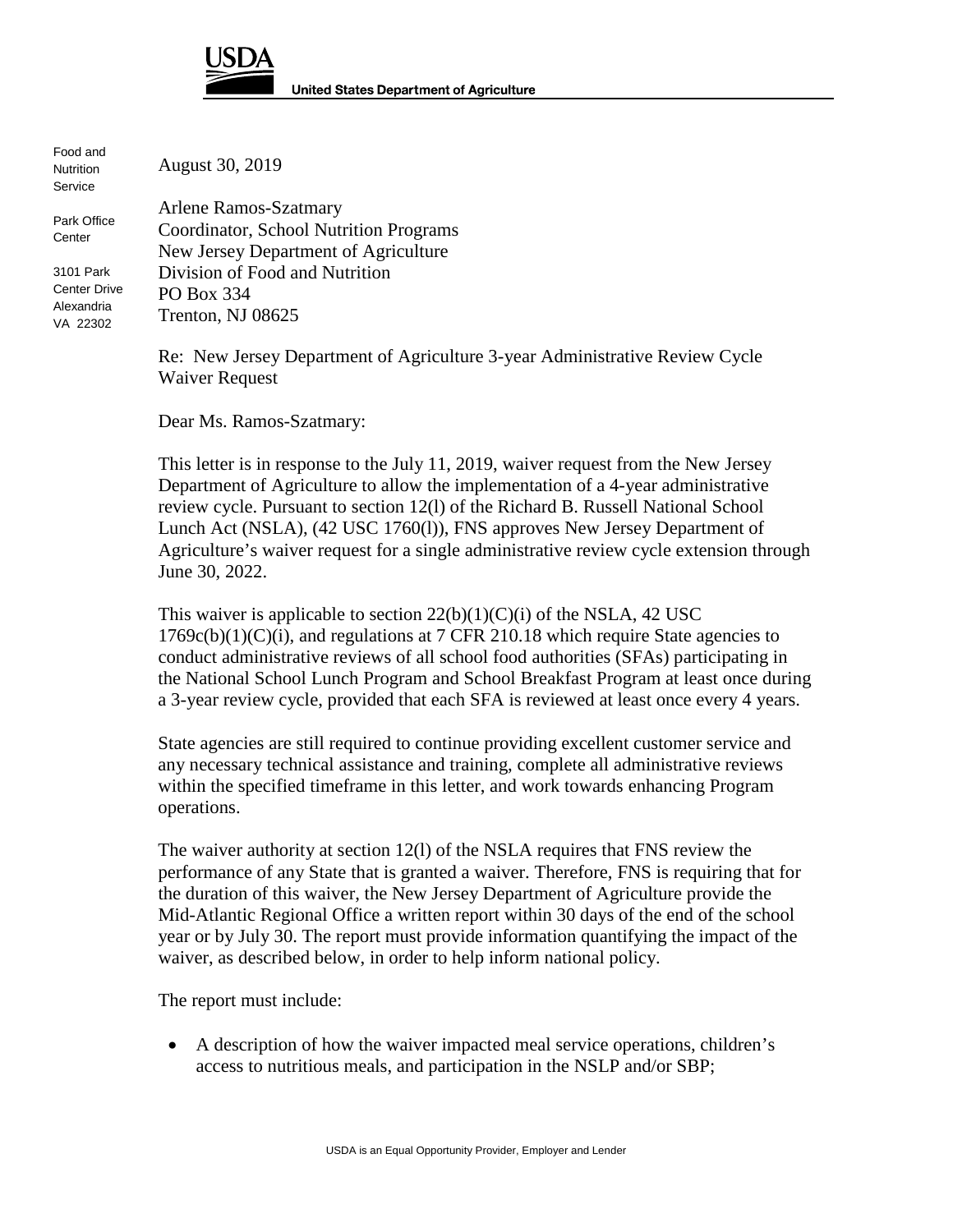**USDA**

**United States Department of Agriculture**

Food and Nutrition Service

Park Office Center

3101 Park Center Drive
Alexandria VA 22302

August 30, 2019

Arlene Ramos-Szatmary
Coordinator, School Nutrition Programs
New Jersey Department of Agriculture
Division of Food and Nutrition
PO Box 334
Trenton, NJ 08625

Re: New Jersey Department of Agriculture 3-year Administrative Review Cycle Waiver Request

Dear Ms. Ramos-Szatmary:

This letter is in response to the July 11, 2019, waiver request from the New Jersey Department of Agriculture to allow the implementation of a 4-year administrative review cycle. Pursuant to section 12(l) of the Richard B. Russell National School Lunch Act (NSLA), (42 USC 1760(l)), FNS approves New Jersey Department of Agriculture's waiver request for a single administrative review cycle extension through June 30, 2022.

This waiver is applicable to section 22(b)(1)(C)(i) of the NSLA, 42 USC 1769c(b)(1)(C)(i), and regulations at 7 CFR 210.18 which require State agencies to conduct administrative reviews of all school food authorities (SFAs) participating in the National School Lunch Program and School Breakfast Program at least once during a 3-year review cycle, provided that each SFA is reviewed at least once every 4 years.

State agencies are still required to continue providing excellent customer service and any necessary technical assistance and training, complete all administrative reviews within the specified timeframe in this letter, and work towards enhancing Program operations.

The waiver authority at section 12(l) of the NSLA requires that FNS review the performance of any State that is granted a waiver. Therefore, FNS is requiring that for the duration of this waiver, the New Jersey Department of Agriculture provide the Mid-Atlantic Regional Office a written report within 30 days of the end of the school year or by July 30. The report must provide information quantifying the impact of the waiver, as described below, in order to help inform national policy.

The report must include:

- A description of how the waiver impacted meal service operations, children's access to nutritious meals, and participation in the NSLP and/or SBP;

USDA is an Equal Opportunity Provider, Employer and Lender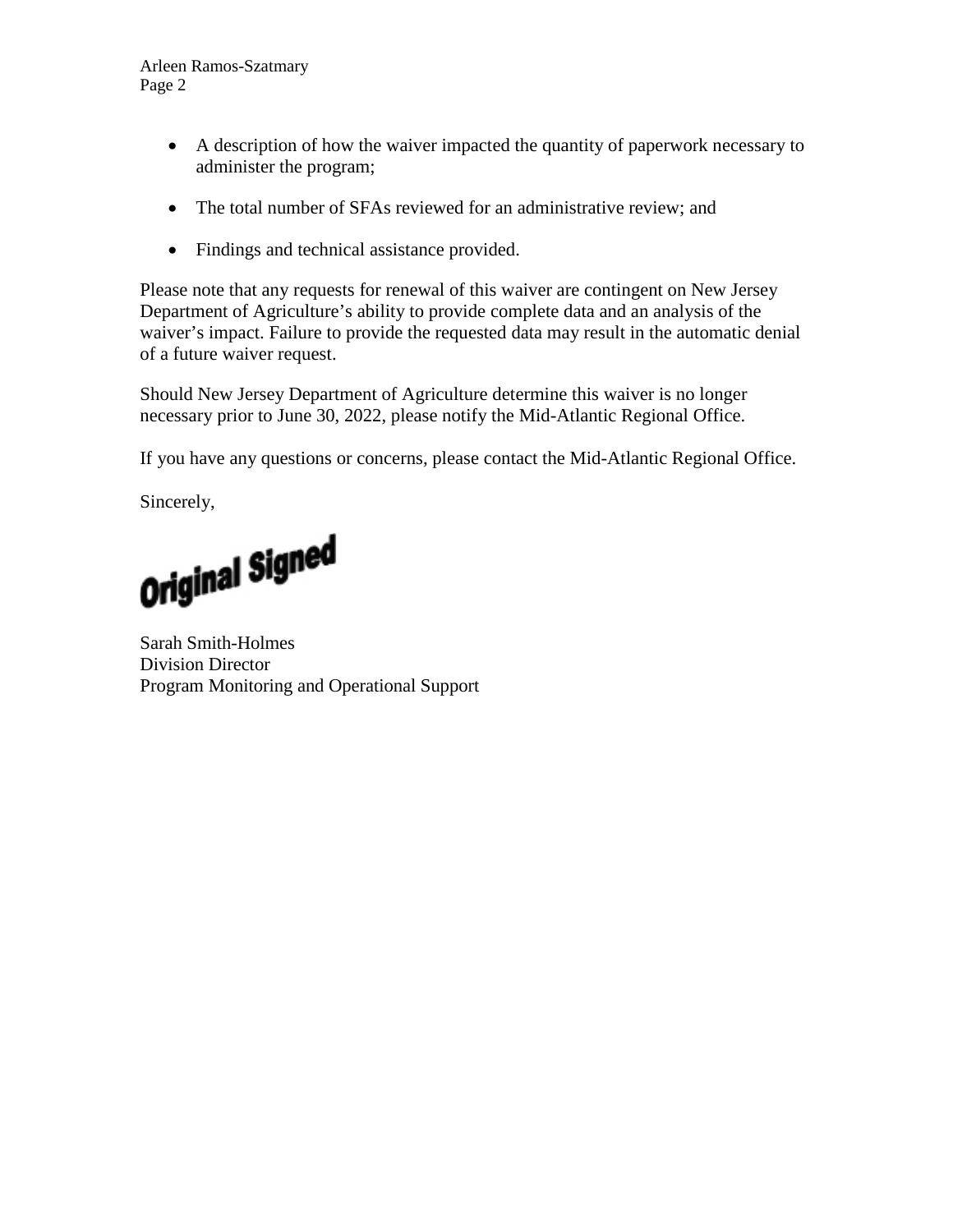- A description of how the waiver impacted the quantity of paperwork necessary to administer the program;
- The total number of SFAs reviewed for an administrative review; and
- Findings and technical assistance provided.

Please note that any requests for renewal of this waiver are contingent on New Jersey Department of Agriculture's ability to provide complete data and an analysis of the waiver's impact. Failure to provide the requested data may result in the automatic denial of a future waiver request.

Should New Jersey Department of Agriculture determine this waiver is no longer necessary prior to June 30, 2022, please notify the Mid-Atlantic Regional Office.

If you have any questions or concerns, please contact the Mid-Atlantic Regional Office.

Sincerely,

Original Signed

Sarah Smith-Holmes
Division Director
Program Monitoring and Operational Support